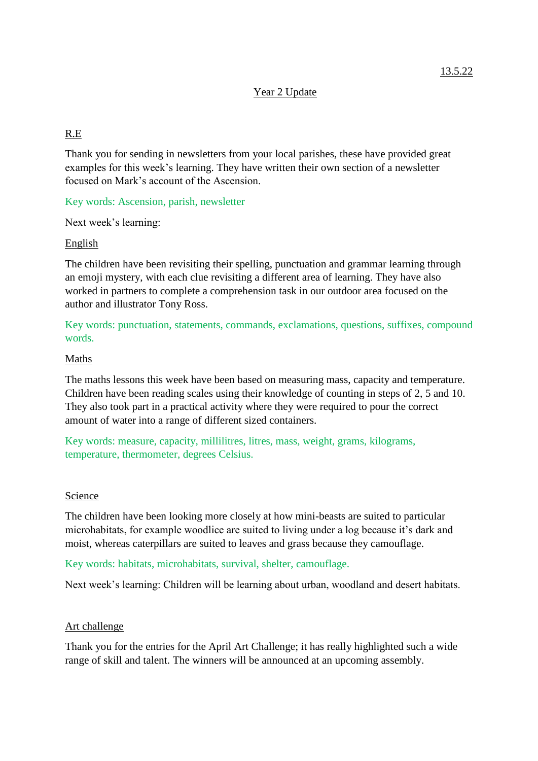13.5.22

# Year 2 Update

## R.E

Thank you for sending in newsletters from your local parishes, these have provided great examples for this week's learning. They have written their own section of a newsletter focused on Mark's account of the Ascension.

Key words: Ascension, parish, newsletter

Next week's learning:

## English

The children have been revisiting their spelling, punctuation and grammar learning through an emoji mystery, with each clue revisiting a different area of learning. They have also worked in partners to complete a comprehension task in our outdoor area focused on the author and illustrator Tony Ross.

Key words: punctuation, statements, commands, exclamations, questions, suffixes, compound words.

## Maths

The maths lessons this week have been based on measuring mass, capacity and temperature. Children have been reading scales using their knowledge of counting in steps of 2, 5 and 10. They also took part in a practical activity where they were required to pour the correct amount of water into a range of different sized containers.

Key words: measure, capacity, millilitres, litres, mass, weight, grams, kilograms, temperature, thermometer, degrees Celsius.

## Science

The children have been looking more closely at how mini-beasts are suited to particular microhabitats, for example woodlice are suited to living under a log because it's dark and moist, whereas caterpillars are suited to leaves and grass because they camouflage.

Key words: habitats, microhabitats, survival, shelter, camouflage.

Next week's learning: Children will be learning about urban, woodland and desert habitats.

## Art challenge

Thank you for the entries for the April Art Challenge; it has really highlighted such a wide range of skill and talent. The winners will be announced at an upcoming assembly.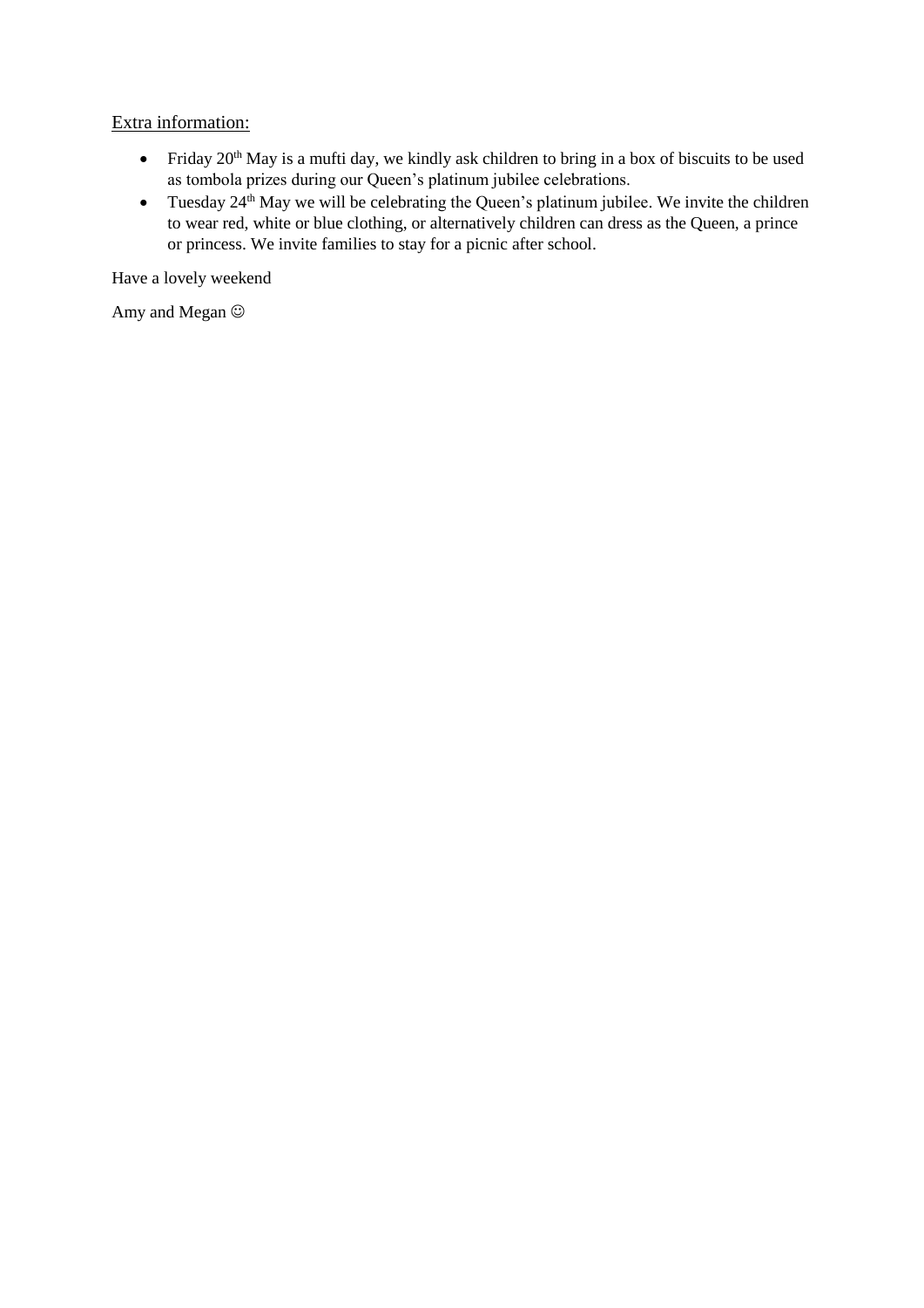Extra information:

- Friday 20th May is a mufti day, we kindly ask children to bring in a box of biscuits to be used as tombola prizes during our Queen's platinum jubilee celebrations.
- Tuesday 24th May we will be celebrating the Queen's platinum jubilee. We invite the children to wear red, white or blue clothing, or alternatively children can dress as the Queen, a prince or princess. We invite families to stay for a picnic after school.

Have a lovely weekend

Amy and Megan ☺